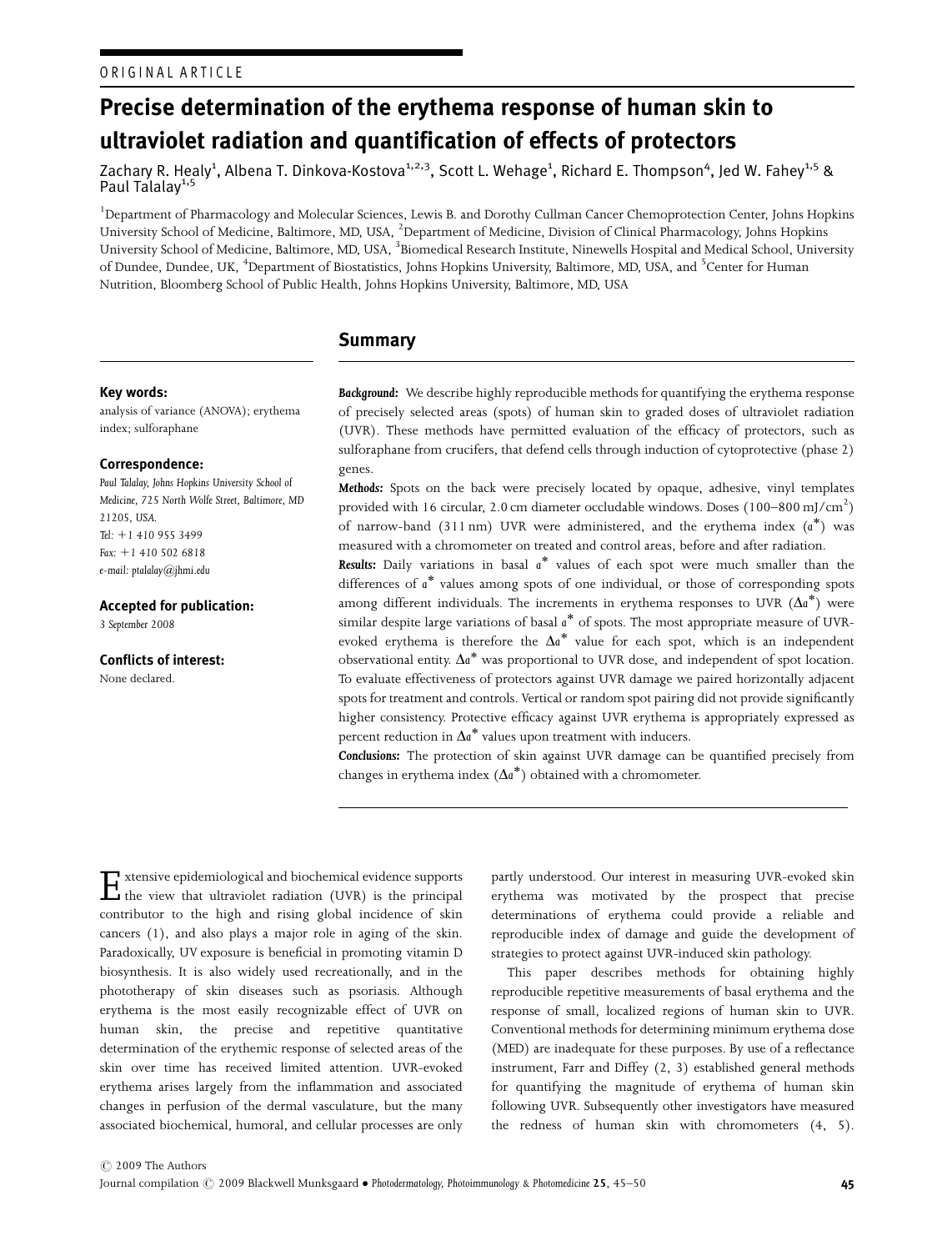ORIGINAL ARTICLE

# Precise determination of the erythema response of human skin to ultraviolet radiation and quantification of effects of protectors

Zachary R. Healy[1], Albena T. Dinkova-Kostova[1,2,3], Scott L. Wehage[1], Richard E. Thompson[4], Jed W. Fahey[1,5] & Paul Talalay[1,5]

[1]Department of Pharmacology and Molecular Sciences, Lewis B. and Dorothy Cullman Cancer Chemoprotection Center, Johns Hopkins University School of Medicine, Baltimore, MD, USA, [2]Department of Medicine, Division of Clinical Pharmacology, Johns Hopkins University School of Medicine, Baltimore, MD, USA, [3]Biomedical Research Institute, Ninewells Hospital and Medical School, University of Dundee, Dundee, UK, [4]Department of Biostatistics, Johns Hopkins University, Baltimore, MD, USA, and [5]Center for Human Nutrition, Bloomberg School of Public Health, Johns Hopkins University, Baltimore, MD, USA

**Key words:**
analysis of variance (ANOVA); erythema index; sulforaphane

**Correspondence:**
*Paul Talalay, Johns Hopkins University School of Medicine, 725 North Wolfe Street, Baltimore, MD 21205, USA.*
*Tel: +1 410 955 3499*
*Fax: +1 410 502 6818*
*e-mail: ptalalay@jhmi.edu*

**Accepted for publication:**
*3 September 2008*

**Conflicts of interest:**
None declared.

## Summary

***Background:*** We describe highly reproducible methods for quantifying the erythema response of precisely selected areas (spots) of human skin to graded doses of ultraviolet radiation (UVR). These methods have permitted evaluation of the efficacy of protectors, such as sulforaphane from crucifers, that defend cells through induction of cytoprotective (phase 2) genes.

***Methods:*** Spots on the back were precisely located by opaque, adhesive, vinyl templates provided with 16 circular, 2.0 cm diameter occludable windows. Doses (100–800 mJ/cm$^2$) of narrow-band (311 nm) UVR were administered, and the erythema index ($a^*$) was measured with a chromometer on treated and control areas, before and after radiation.

***Results:*** Daily variations in basal $a^*$ values of each spot were much smaller than the differences of $a^*$ values among spots of one individual, or those of corresponding spots among different individuals. The increments in erythema responses to UVR ($\Delta a^*$) were similar despite large variations of basal $a^*$ of spots. The most appropriate measure of UVR-evoked erythema is therefore the $\Delta a^*$ value for each spot, which is an independent observational entity. $\Delta a^*$ was proportional to UVR dose, and independent of spot location. To evaluate effectiveness of protectors against UVR damage we paired horizontally adjacent spots for treatment and controls. Vertical or random spot pairing did not provide significantly higher consistency. Protective efficacy against UVR erythema is appropriately expressed as percent reduction in $\Delta a^*$ values upon treatment with inducers.

***Conclusions:*** The protection of skin against UVR damage can be quantified precisely from changes in erythema index ($\Delta a^*$) obtained with a chromometer.

Extensive epidemiological and biochemical evidence supports the view that ultraviolet radiation (UVR) is the principal contributor to the high and rising global incidence of skin cancers (1), and also plays a major role in aging of the skin. Paradoxically, UV exposure is beneficial in promoting vitamin D biosynthesis. It is also widely used recreationally, and in the phototherapy of skin diseases such as psoriasis. Although erythema is the most easily recognizable effect of UVR on human skin, the precise and repetitive quantitative determination of the erythemic response of selected areas of the skin over time has received limited attention. UVR-evoked erythema arises largely from the inflammation and associated changes in perfusion of the dermal vasculature, but the many associated biochemical, humoral, and cellular processes are only partly understood. Our interest in measuring UVR-evoked skin erythema was motivated by the prospect that precise determinations of erythema could provide a reliable and reproducible index of damage and guide the development of strategies to protect against UVR-induced skin pathology.

This paper describes methods for obtaining highly reproducible repetitive measurements of basal erythema and the response of small, localized regions of human skin to UVR. Conventional methods for determining minimum erythema dose (MED) are inadequate for these purposes. By use of a reflectance instrument, Farr and Diffey (2, 3) established general methods for quantifying the magnitude of erythema of human skin following UVR. Subsequently other investigators have measured the redness of human skin with chromometers (4, 5).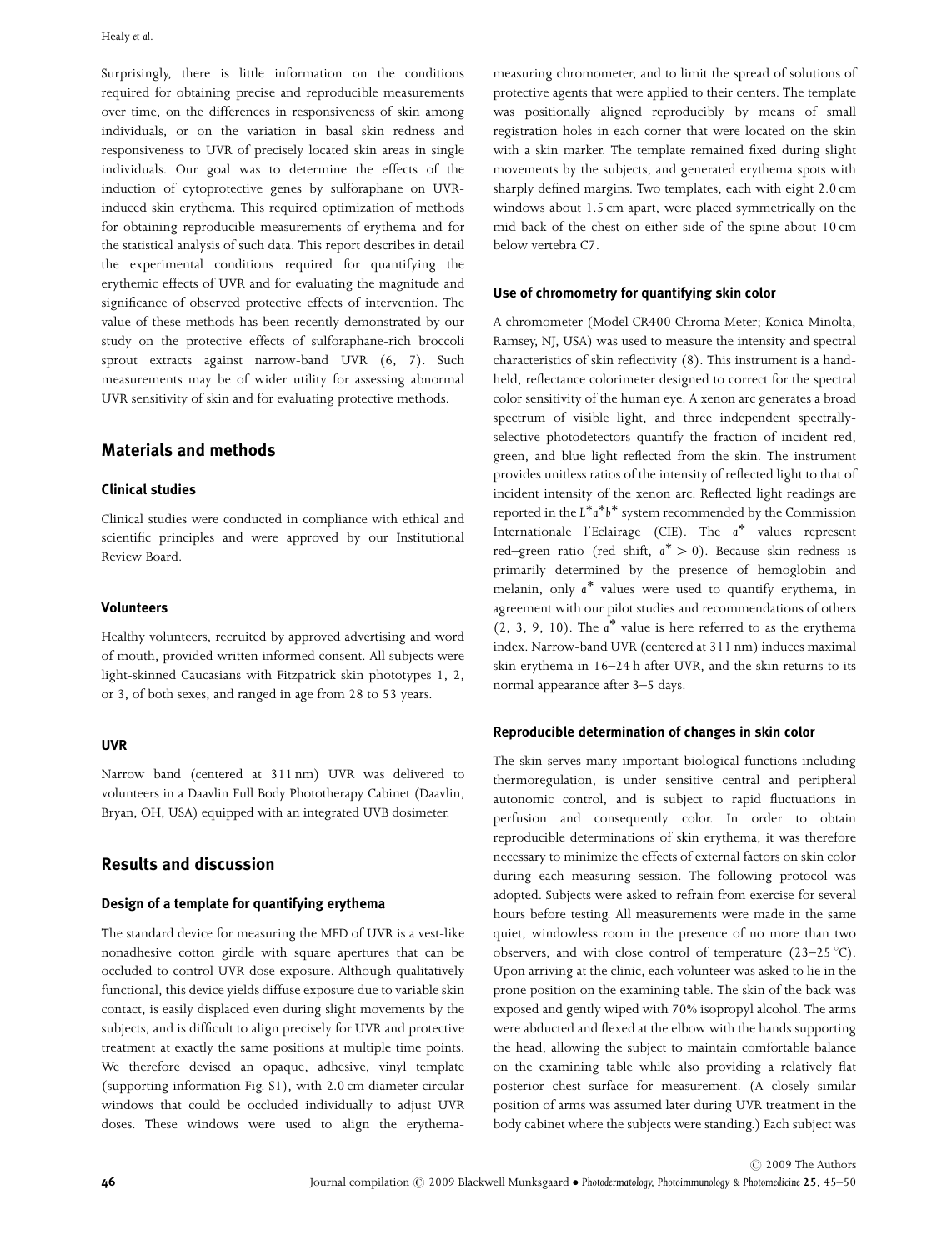Surprisingly, there is little information on the conditions required for obtaining precise and reproducible measurements over time, on the differences in responsiveness of skin among individuals, or on the variation in basal skin redness and responsiveness to UVR of precisely located skin areas in single individuals. Our goal was to determine the effects of the induction of cytoprotective genes by sulforaphane on UVR-induced skin erythema. This required optimization of methods for obtaining reproducible measurements of erythema and for the statistical analysis of such data. This report describes in detail the experimental conditions required for quantifying the erythemic effects of UVR and for evaluating the magnitude and significance of observed protective effects of intervention. The value of these methods has been recently demonstrated by our study on the protective effects of sulforaphane-rich broccoli sprout extracts against narrow-band UVR (6, 7). Such measurements may be of wider utility for assessing abnormal UVR sensitivity of skin and for evaluating protective methods.

## Materials and methods

### Clinical studies

Clinical studies were conducted in compliance with ethical and scientific principles and were approved by our Institutional Review Board.

### Volunteers

Healthy volunteers, recruited by approved advertising and word of mouth, provided written informed consent. All subjects were light-skinned Caucasians with Fitzpatrick skin phototypes 1, 2, or 3, of both sexes, and ranged in age from 28 to 53 years.

### UVR

Narrow band (centered at 311 nm) UVR was delivered to volunteers in a Daavlin Full Body Phototherapy Cabinet (Daavlin, Bryan, OH, USA) equipped with an integrated UVB dosimeter.

## Results and discussion

### Design of a template for quantifying erythema

The standard device for measuring the MED of UVR is a vest-like nonadhesive cotton girdle with square apertures that can be occluded to control UVR dose exposure. Although qualitatively functional, this device yields diffuse exposure due to variable skin contact, is easily displaced even during slight movements by the subjects, and is difficult to align precisely for UVR and protective treatment at exactly the same positions at multiple time points. We therefore devised an opaque, adhesive, vinyl template (supporting information Fig. S1), with 2.0 cm diameter circular windows that could be occluded individually to adjust UVR doses. These windows were used to align the erythema-measuring chromometer, and to limit the spread of solutions of protective agents that were applied to their centers. The template was positionally aligned reproducibly by means of small registration holes in each corner that were located on the skin with a skin marker. The template remained fixed during slight movements by the subjects, and generated erythema spots with sharply defined margins. Two templates, each with eight 2.0 cm windows about 1.5 cm apart, were placed symmetrically on the mid-back of the chest on either side of the spine about 10 cm below vertebra C7.

### Use of chromometry for quantifying skin color

A chromometer (Model CR400 Chroma Meter; Konica-Minolta, Ramsey, NJ, USA) was used to measure the intensity and spectral characteristics of skin reflectivity (8). This instrument is a hand-held, reflectance colorimeter designed to correct for the spectral color sensitivity of the human eye. A xenon arc generates a broad spectrum of visible light, and three independent spectrally-selective photodetectors quantify the fraction of incident red, green, and blue light reflected from the skin. The instrument provides unitless ratios of the intensity of reflected light to that of incident intensity of the xenon arc. Reflected light readings are reported in the $L^*a^*b^*$ system recommended by the Commission Internationale l'Eclairage (CIE). The $a^*$ values represent red–green ratio (red shift, $a^* > 0$). Because skin redness is primarily determined by the presence of hemoglobin and melanin, only $a^*$ values were used to quantify erythema, in agreement with our pilot studies and recommendations of others (2, 3, 9, 10). The $a^*$ value is here referred to as the erythema index. Narrow-band UVR (centered at 311 nm) induces maximal skin erythema in 16–24 h after UVR, and the skin returns to its normal appearance after 3–5 days.

### Reproducible determination of changes in skin color

The skin serves many important biological functions including thermoregulation, is under sensitive central and peripheral autonomic control, and is subject to rapid fluctuations in perfusion and consequently color. In order to obtain reproducible determinations of skin erythema, it was therefore necessary to minimize the effects of external factors on skin color during each measuring session. The following protocol was adopted. Subjects were asked to refrain from exercise for several hours before testing. All measurements were made in the same quiet, windowless room in the presence of no more than two observers, and with close control of temperature (23–25 °C). Upon arriving at the clinic, each volunteer was asked to lie in the prone position on the examining table. The skin of the back was exposed and gently wiped with 70% isopropyl alcohol. The arms were abducted and flexed at the elbow with the hands supporting the head, allowing the subject to maintain comfortable balance on the examining table while also providing a relatively flat posterior chest surface for measurement. (A closely similar position of arms was assumed later during UVR treatment in the body cabinet where the subjects were standing.) Each subject was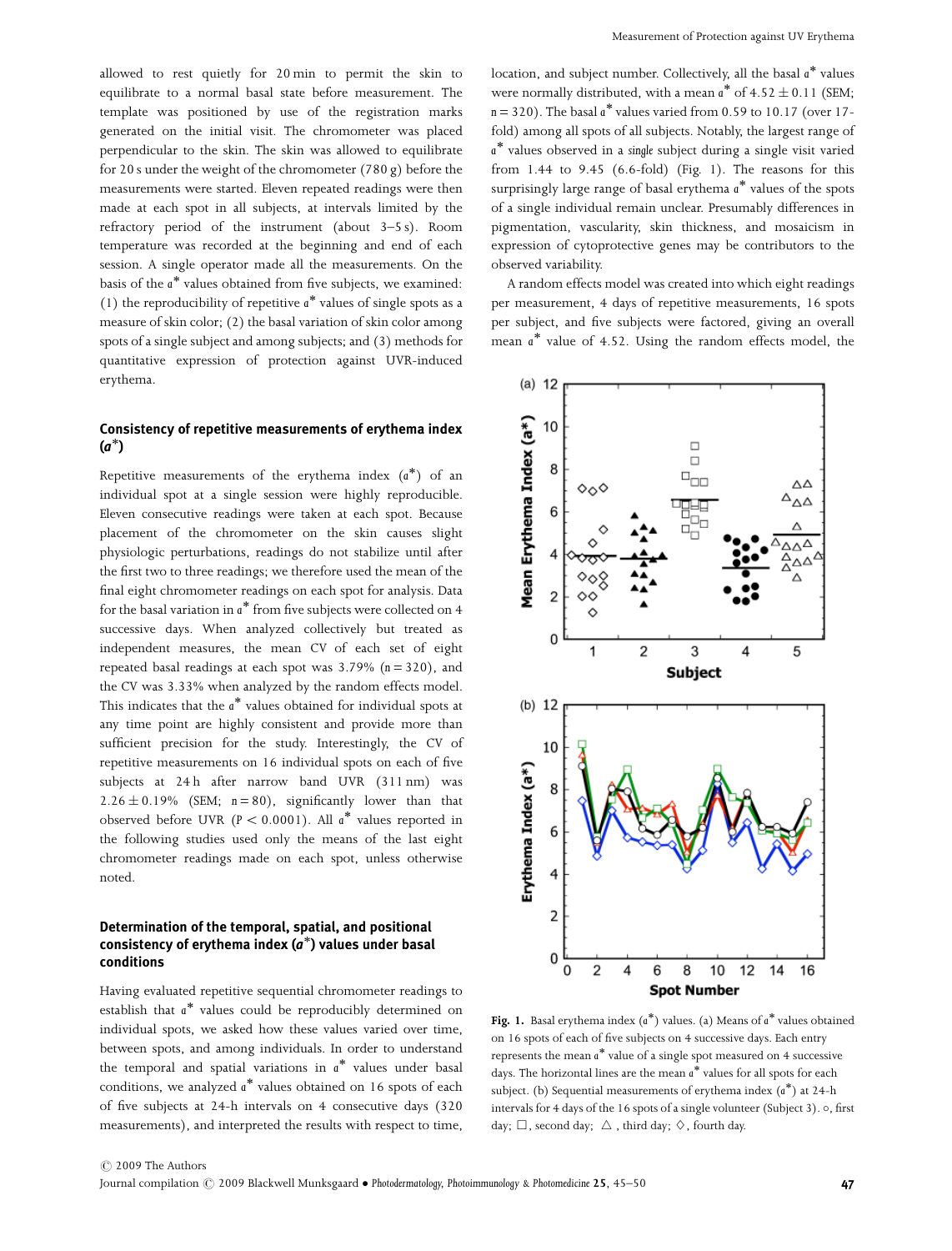allowed to rest quietly for 20 min to permit the skin to equilibrate to a normal basal state before measurement. The template was positioned by use of the registration marks generated on the initial visit. The chromometer was placed perpendicular to the skin. The skin was allowed to equilibrate for 20 s under the weight of the chromometer (780 g) before the measurements were started. Eleven repeated readings were then made at each spot in all subjects, at intervals limited by the refractory period of the instrument (about 3–5 s). Room temperature was recorded at the beginning and end of each session. A single operator made all the measurements. On the basis of the $a^*$ values obtained from five subjects, we examined: (1) the reproducibility of repetitive $a^*$ values of single spots as a measure of skin color; (2) the basal variation of skin color among spots of a single subject and among subjects; and (3) methods for quantitative expression of protection against UVR-induced erythema.

### Consistency of repetitive measurements of erythema index ($a^*$)

Repetitive measurements of the erythema index ($a^*$) of an individual spot at a single session were highly reproducible. Eleven consecutive readings were taken at each spot. Because placement of the chromometer on the skin causes slight physiologic perturbations, readings do not stabilize until after the first two to three readings; we therefore used the mean of the final eight chromometer readings on each spot for analysis. Data for the basal variation in $a^*$ from five subjects were collected on 4 successive days. When analyzed collectively but treated as independent measures, the mean CV of each set of eight repeated basal readings at each spot was 3.79% ($n = 320$), and the CV was 3.33% when analyzed by the random effects model. This indicates that the $a^*$ values obtained for individual spots at any time point are highly consistent and provide more than sufficient precision for the study. Interestingly, the CV of repetitive measurements on 16 individual spots on each of five subjects at 24 h after narrow band UVR (311 nm) was $2.26 \pm 0.19\%$ (SEM; $n = 80$), significantly lower than that observed before UVR ($P < 0.0001$). All $a^*$ values reported in the following studies used only the means of the last eight chromometer readings made on each spot, unless otherwise noted.

### Determination of the temporal, spatial, and positional consistency of erythema index ($a^*$) values under basal conditions

Having evaluated repetitive sequential chromometer readings to establish that $a^*$ values could be reproducibly determined on individual spots, we asked how these values varied over time, between spots, and among individuals. In order to understand the temporal and spatial variations in $a^*$ values under basal conditions, we analyzed $a^*$ values obtained on 16 spots of each of five subjects at 24-h intervals on 4 consecutive days (320 measurements), and interpreted the results with respect to time, location, and subject number. Collectively, all the basal $a^*$ values were normally distributed, with a mean $a^*$ of $4.52 \pm 0.11$ (SEM; $n = 320$). The basal $a^*$ values varied from 0.59 to 10.17 (over 17-fold) among all spots of all subjects. Notably, the largest range of $a^*$ values observed in a *single* subject during a single visit varied from 1.44 to 9.45 (6.6-fold) (Fig. 1). The reasons for this surprisingly large range of basal erythema $a^*$ values of the spots of a single individual remain unclear. Presumably differences in pigmentation, vascularity, skin thickness, and mosaicism in expression of cytoprotective genes may be contributors to the observed variability.

A random effects model was created into which eight readings per measurement, 4 days of repetitive measurements, 16 spots per subject, and five subjects were factored, giving an overall mean $a^*$ value of 4.52. Using the random effects model, the

**Fig. 1.** Basal erythema index ($a^*$) values. (a) Means of $a^*$ values obtained on 16 spots of each of five subjects on 4 successive days. Each entry represents the mean $a^*$ value of a single spot measured on 4 successive days. The horizontal lines are the mean $a^*$ values for all spots for each subject. (b) Sequential measurements of erythema index ($a^*$) at 24-h intervals for 4 days of the 16 spots of a single volunteer (Subject 3). ○, first day; □, second day; △, third day; ◇, fourth day.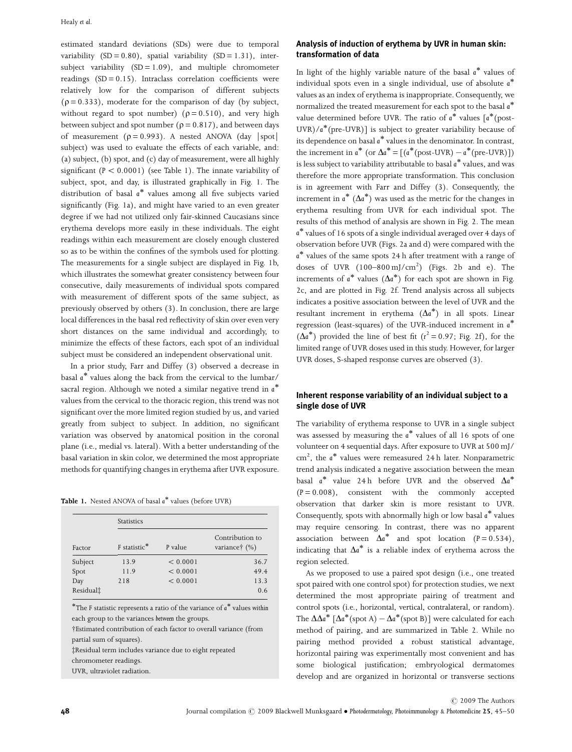estimated standard deviations (SDs) were due to temporal variability (SD = 0.80), spatial variability (SD = 1.31), inter-subject variability (SD = 1.09), and multiple chromometer readings (SD = 0.15). Intraclass correlation coefficients were relatively low for the comparison of different subjects ($\rho = 0.333$), moderate for the comparison of day (by subject, without regard to spot number) ($\rho = 0.510$), and very high between subject and spot number ($\rho = 0.817$), and between days of measurement ($\rho = 0.993$). A nested ANOVA (day |spot| subject) was used to evaluate the effects of each variable, and: (a) subject, (b) spot, and (c) day of measurement, were all highly significant ($P < 0.0001$) (see Table 1). The innate variability of subject, spot, and day, is illustrated graphically in Fig. 1. The distribution of basal $a^*$ values among all five subjects varied significantly (Fig. 1a), and might have varied to an even greater degree if we had not utilized only fair-skinned Caucasians since erythema develops more easily in these individuals. The eight readings within each measurement are closely enough clustered so as to be within the confines of the symbols used for plotting. The measurements for a single subject are displayed in Fig. 1b, which illustrates the somewhat greater consistency between four consecutive, daily measurements of individual spots compared with measurement of different spots of the same subject, as previously observed by others (3). In conclusion, there are large local differences in the basal red reflectivity of skin over even very short distances on the same individual and accordingly, to minimize the effects of these factors, each spot of an individual subject must be considered an independent observational unit.

In a prior study, Farr and Diffey (3) observed a decrease in basal $a^*$ values along the back from the cervical to the lumbar/sacral region. Although we noted a similar negative trend in $a^*$ values from the cervical to the thoracic region, this trend was not significant over the more limited region studied by us, and varied greatly from subject to subject. In addition, no significant variation was observed by anatomical position in the coronal plane (i.e., medial vs. lateral). With a better understanding of the basal variation in skin color, we determined the most appropriate methods for quantifying changes in erythema after UVR exposure.

**Table 1.** Nested ANOVA of basal $a^*$ values (before UVR)

| Factor | F statistic* | P value | Contribution to variance† (%) |
|---|---|---|---|
| Subject | 13.9 | < 0.0001 | 36.7 |
| Spot | 11.9 | < 0.0001 | 49.4 |
| Day | 218 | < 0.0001 | 13.3 |
| Residual‡ | | | 0.6 |

*The F statistic represents a ratio of the variance of $a^*$ values *within* each group to the variances *between* the groups.
†Estimated contribution of each factor to overall variance (from partial sum of squares).
‡Residual term includes variance due to eight repeated chromometer readings.
UVR, ultraviolet radiation.

### Analysis of induction of erythema by UVR in human skin: transformation of data

In light of the highly variable nature of the basal $a^*$ values of individual spots even in a single individual, use of absolute $a^*$ values as an index of erythema is inappropriate. Consequently, we normalized the treated measurement for each spot to the basal $a^*$ value determined before UVR. The ratio of $a^*$ values [$a^*$(post-UVR)/$a^*$(pre-UVR)] is subject to greater variability because of its dependence on basal $a^*$ values in the denominator. In contrast, the increment in $a^*$ (or $\Delta a^* = [(a^*(\text{post-UVR}) - a^*(\text{pre-UVR})]$) is less subject to variability attributable to basal $a^*$ values, and was therefore the more appropriate transformation. This conclusion is in agreement with Farr and Diffey (3). Consequently, the increment in $a^*$ ($\Delta a^*$) was used as the metric for the changes in erythema resulting from UVR for each individual spot. The results of this method of analysis are shown in Fig. 2. The mean $a^*$ values of 16 spots of a single individual averaged over 4 days of observation before UVR (Figs. 2a and d) were compared with the $a^*$ values of the same spots 24 h after treatment with a range of doses of UVR (100–800 mJ/cm$^2$) (Figs. 2b and e). The increments of $a^*$ values ($\Delta a^*$) for each spot are shown in Fig. 2c, and are plotted in Fig. 2f. Trend analysis across all subjects indicates a positive association between the level of UVR and the resultant increment in erythema ($\Delta a^*$) in all spots. Linear regression (least-squares) of the UVR-induced increment in $a^*$ ($\Delta a^*$) provided the line of best fit ($r^2 = 0.97$; Fig. 2f), for the limited range of UVR doses used in this study. However, for larger UVR doses, S-shaped response curves are observed (3).

### Inherent response variability of an individual subject to a single dose of UVR

The variability of erythema response to UVR in a single subject was assessed by measuring the $a^*$ values of all 16 spots of one volunteer on 4 sequential days. After exposure to UVR at 500 mJ/cm$^2$, the $a^*$ values were remeasured 24 h later. Nonparametric trend analysis indicated a negative association between the mean basal $a^*$ value 24 h before UVR and the observed $\Delta a^*$ ($P = 0.008$), consistent with the commonly accepted observation that darker skin is more resistant to UVR. Consequently, spots with abnormally high or low basal $a^*$ values may require censoring. In contrast, there was no apparent association between $\Delta a^*$ and spot location ($P = 0.534$), indicating that $\Delta a^*$ is a reliable index of erythema across the region selected.

As we proposed to use a paired spot design (i.e., one treated spot paired with one control spot) for protection studies, we next determined the most appropriate pairing of treatment and control spots (i.e., horizontal, vertical, contralateral, or random). The $\Delta\Delta a^*$ [$\Delta a^*$(spot A) $-$ $\Delta a^*$(spot B)] were calculated for each method of pairing, and are summarized in Table 2. While no pairing method provided a robust statistical advantage, horizontal pairing was experimentally most convenient and has some biological justification; embryological dermatomes develop and are organized in horizontal or transverse sections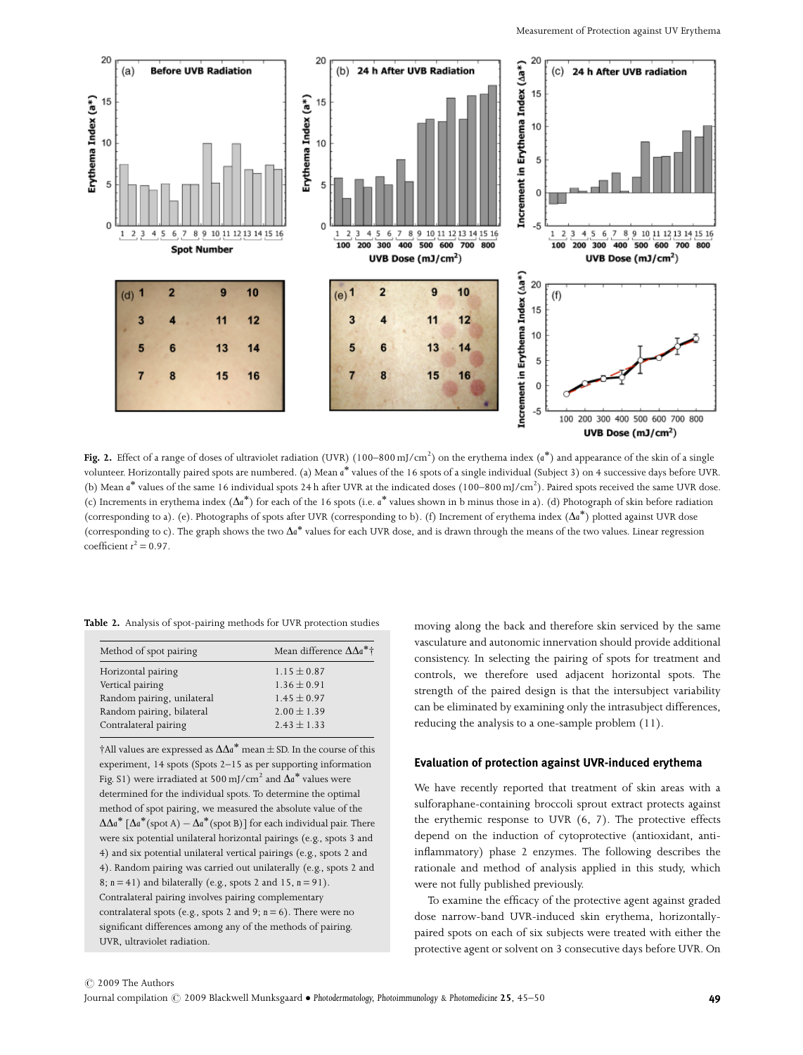Fig. 2. Effect of a range of doses of ultraviolet radiation (UVR) (100–800 mJ/cm$^2$) on the erythema index ($a^*$) and appearance of the skin of a single volunteer. Horizontally paired spots are numbered. (a) Mean $a^*$ values of the 16 spots of a single individual (Subject 3) on 4 successive days before UVR. (b) Mean $a^*$ values of the same 16 individual spots 24 h after UVR at the indicated doses (100–800 mJ/cm$^2$). Paired spots received the same UVR dose. (c) Increments in erythema index ($\Delta a^*$) for each of the 16 spots (i.e. $a^*$ values shown in b minus those in a). (d) Photograph of skin before radiation (corresponding to a). (e). Photographs of spots after UVR (corresponding to b). (f) Increment of erythema index ($\Delta a^*$) plotted against UVR dose (corresponding to c). The graph shows the two $\Delta a^*$ values for each UVR dose, and is drawn through the means of the two values. Linear regression coefficient $r^2 = 0.97$.

**Table 2.** Analysis of spot-pairing methods for UVR protection studies

| Method of spot pairing | Mean difference $\Delta\Delta a^*$† |
|---|---|
| Horizontal pairing | 1.15 ± 0.87 |
| Vertical pairing | 1.36 ± 0.91 |
| Random pairing, unilateral | 1.45 ± 0.97 |
| Random pairing, bilateral | 2.00 ± 1.39 |
| Contralateral pairing | 2.43 ± 1.33 |

†All values are expressed as $\Delta\Delta a^*$ mean ± SD. In the course of this experiment, 14 spots (Spots 2–15 as per supporting information Fig. S1) were irradiated at 500 mJ/cm$^2$ and $\Delta a^*$ values were determined for the individual spots. To determine the optimal method of spot pairing, we measured the absolute value of the $\Delta\Delta a^*$ [$\Delta a^*$(spot A) − $\Delta a^*$(spot B)] for each individual pair. There were six potential unilateral horizontal pairings (e.g., spots 3 and 4) and six potential unilateral vertical pairings (e.g., spots 2 and 4). Random pairing was carried out unilaterally (e.g., spots 2 and 8; $n = 41$) and bilaterally (e.g., spots 2 and 15, $n = 91$). Contralateral pairing involves pairing complementary contralateral spots (e.g., spots 2 and 9; $n = 6$). There were no significant differences among any of the methods of pairing. UVR, ultraviolet radiation.

moving along the back and therefore skin serviced by the same vasculature and autonomic innervation should provide additional consistency. In selecting the pairing of spots for treatment and controls, we therefore used adjacent horizontal spots. The strength of the paired design is that the intersubject variability can be eliminated by examining only the intrasubject differences, reducing the analysis to a one-sample problem (11).

## Evaluation of protection against UVR-induced erythema

We have recently reported that treatment of skin areas with a sulforaphane-containing broccoli sprout extract protects against the erythemic response to UVR (6, 7). The protective effects depend on the induction of cytoprotective (antioxidant, anti-inflammatory) phase 2 enzymes. The following describes the rationale and method of analysis applied in this study, which were not fully published previously.

To examine the efficacy of the protective agent against graded dose narrow-band UVR-induced skin erythema, horizontally-paired spots on each of six subjects were treated with either the protective agent or solvent on 3 consecutive days before UVR. On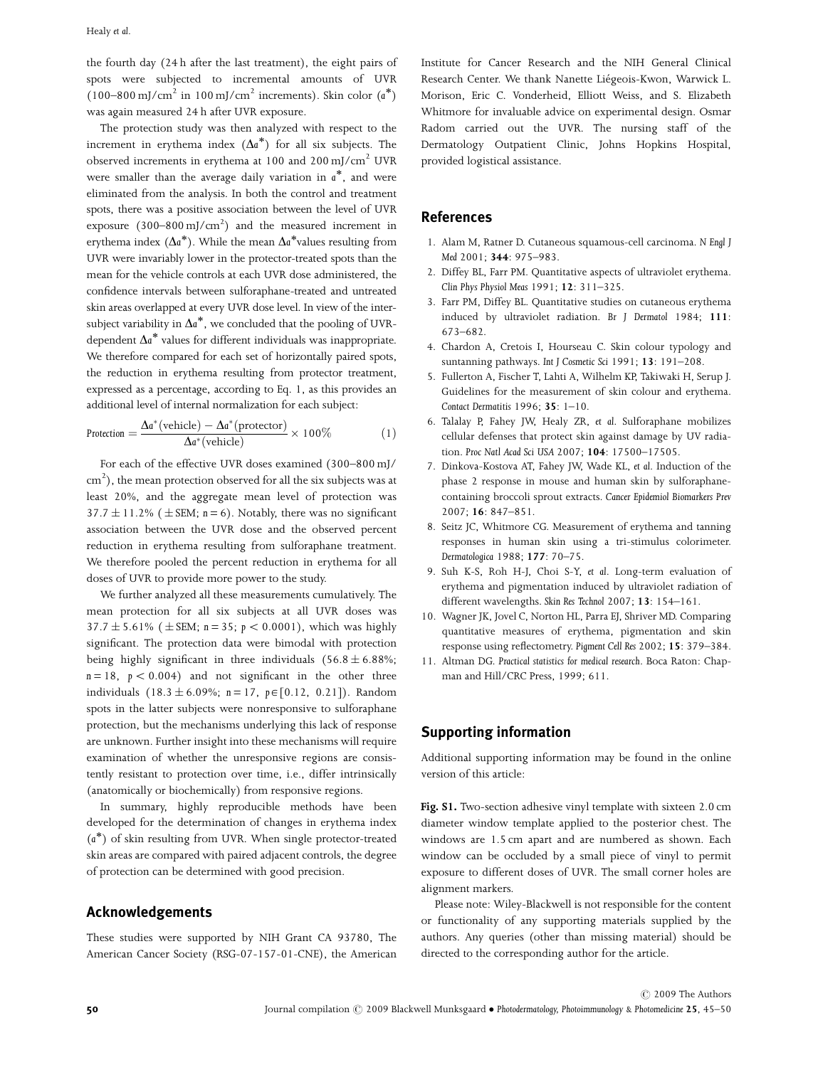the fourth day (24 h after the last treatment), the eight pairs of spots were subjected to incremental amounts of UVR (100–800 mJ/cm$^2$ in 100 mJ/cm$^2$ increments). Skin color ($a^*$) was again measured 24 h after UVR exposure.

The protection study was then analyzed with respect to the increment in erythema index ($\Delta a^*$) for all six subjects. The observed increments in erythema at 100 and 200 mJ/cm$^2$ UVR were smaller than the average daily variation in $a^*$, and were eliminated from the analysis. In both the control and treatment spots, there was a positive association between the level of UVR exposure (300–800 mJ/cm$^2$) and the measured increment in erythema index ($\Delta a^*$). While the mean $\Delta a^*$values resulting from UVR were invariably lower in the protector-treated spots than the mean for the vehicle controls at each UVR dose administered, the confidence intervals between sulforaphane-treated and untreated skin areas overlapped at every UVR dose level. In view of the inter-subject variability in $\Delta a^*$, we concluded that the pooling of UVR-dependent $\Delta a^*$ values for different individuals was inappropriate. We therefore compared for each set of horizontally paired spots, the reduction in erythema resulting from protector treatment, expressed as a percentage, according to Eq. 1, as this provides an additional level of internal normalization for each subject:

$$\text{Protection} = \frac{\Delta a^*(\text{vehicle}) - \Delta a^*(\text{protector})}{\Delta a^*(\text{vehicle})} \times 100\% \qquad (1)$$

For each of the effective UVR doses examined (300–800 mJ/cm$^2$), the mean protection observed for all the six subjects was at least 20%, and the aggregate mean level of protection was $37.7 \pm 11.2\%$ ($\pm$SEM; $n = 6$). Notably, there was no significant association between the UVR dose and the observed percent reduction in erythema resulting from sulforaphane treatment. We therefore pooled the percent reduction in erythema for all doses of UVR to provide more power to the study.

We further analyzed all these measurements cumulatively. The mean protection for all six subjects at all UVR doses was $37.7 \pm 5.61\%$ ($\pm$SEM; $n = 35$; $p < 0.0001$), which was highly significant. The protection data were bimodal with protection being highly significant in three individuals ($56.8 \pm 6.88\%$; $n = 18$, $p < 0.004$) and not significant in the other three individuals ($18.3 \pm 6.09\%$; $n = 17$, $p \in [0.12, 0.21]$). Random spots in the latter subjects were nonresponsive to sulforaphane protection, but the mechanisms underlying this lack of response are unknown. Further insight into these mechanisms will require examination of whether the unresponsive regions are consistently resistant to protection over time, i.e., differ intrinsically (anatomically or biochemically) from responsive regions.

In summary, highly reproducible methods have been developed for the determination of changes in erythema index ($a^*$) of skin resulting from UVR. When single protector-treated skin areas are compared with paired adjacent controls, the degree of protection can be determined with good precision.

## Acknowledgements

These studies were supported by NIH Grant CA 93780, The American Cancer Society (RSG-07-157-01-CNE), the American Institute for Cancer Research and the NIH General Clinical Research Center. We thank Nanette Liégeois-Kwon, Warwick L. Morison, Eric C. Vonderheid, Elliott Weiss, and S. Elizabeth Whitmore for invaluable advice on experimental design. Osmar Radom carried out the UVR. The nursing staff of the Dermatology Outpatient Clinic, Johns Hopkins Hospital, provided logistical assistance.

## References

1. Alam M, Ratner D. Cutaneous squamous-cell carcinoma. *N Engl J Med* 2001; **344**: 975–983.
2. Diffey BL, Farr PM. Quantitative aspects of ultraviolet erythema. *Clin Phys Physiol Meas* 1991; **12**: 311–325.
3. Farr PM, Diffey BL. Quantitative studies on cutaneous erythema induced by ultraviolet radiation. *Br J Dermatol* 1984; **111**: 673–682.
4. Chardon A, Cretois I, Hourseau C. Skin colour typology and suntanning pathways. *Int J Cosmetic Sci* 1991; **13**: 191–208.
5. Fullerton A, Fischer T, Lahti A, Wilhelm KP, Takiwaki H, Serup J. Guidelines for the measurement of skin colour and erythema. *Contact Dermatitis* 1996; **35**: 1–10.
6. Talalay P, Fahey JW, Healy ZR, *et al*. Sulforaphane mobilizes cellular defenses that protect skin against damage by UV radiation. *Proc Natl Acad Sci USA* 2007; **104**: 17500–17505.
7. Dinkova-Kostova AT, Fahey JW, Wade KL, *et al*. Induction of the phase 2 response in mouse and human skin by sulforaphane-containing broccoli sprout extracts. *Cancer Epidemiol Biomarkers Prev* 2007; **16**: 847–851.
8. Seitz JC, Whitmore CG. Measurement of erythema and tanning responses in human skin using a tri-stimulus colorimeter. *Dermatologica* 1988; **177**: 70–75.
9. Suh K-S, Roh H-J, Choi S-Y, *et al*. Long-term evaluation of erythema and pigmentation induced by ultraviolet radiation of different wavelengths. *Skin Res Technol* 2007; **13**: 154–161.
10. Wagner JK, Jovel C, Norton HL, Parra EJ, Shriver MD. Comparing quantitative measures of erythema, pigmentation and skin response using reflectometry. *Pigment Cell Res* 2002; **15**: 379–384.
11. Altman DG. *Practical statistics for medical research*. Boca Raton: Chapman and Hill/CRC Press, 1999; 611.

## Supporting information

Additional supporting information may be found in the online version of this article:

**Fig. S1.** Two-section adhesive vinyl template with sixteen 2.0 cm diameter window template applied to the posterior chest. The windows are 1.5 cm apart and are numbered as shown. Each window can be occluded by a small piece of vinyl to permit exposure to different doses of UVR. The small corner holes are alignment markers.

Please note: Wiley-Blackwell is not responsible for the content or functionality of any supporting materials supplied by the authors. Any queries (other than missing material) should be directed to the corresponding author for the article.